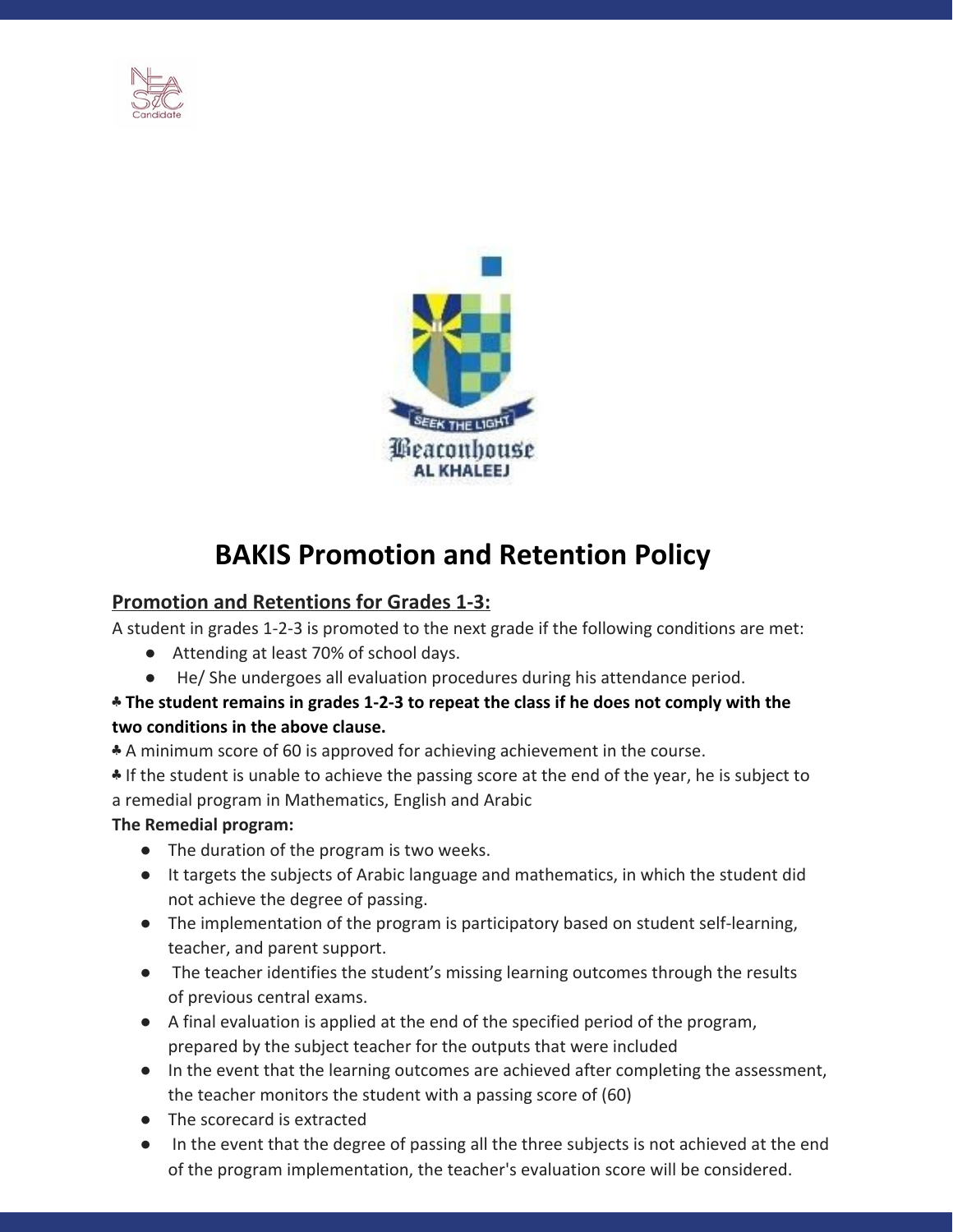# BAKIS Promotion and Retention Policy

## Promotion and Retentions for Grades 1-3:

A student in grades 1-2-3 is promoted to the next grade if the following conditions are met:

- Attending at least 70% of school days.
- He/ She undergoes all evaluation procedures during his attendance period.

♣ **The student remains in grades 1-2-3 to repeat the class if he does not comply with the two conditions in the above clause.**

♣ A minimum score of 60 is approved for achieving achievement in the course.

♣ If the student is unable to achieve the passing score at the end of the year, he is subject to a remedial program in Mathematics, English and Arabic

**The Remedial program:**

- The duration of the program is two weeks.
- It targets the subjects of Arabic language and mathematics, in which the student did not achieve the degree of passing.
- The implementation of the program is participatory based on student self-learning, teacher, and parent support.
- The teacher identifies the student's missing learning outcomes through the results of previous central exams.
- A final evaluation is applied at the end of the specified period of the program, prepared by the subject teacher for the outputs that were included
- In the event that the learning outcomes are achieved after completing the assessment, the teacher monitors the student with a passing score of (60)
- The scorecard is extracted
- In the event that the degree of passing all the three subjects is not achieved at the end of the program implementation, the teacher's evaluation score will be considered.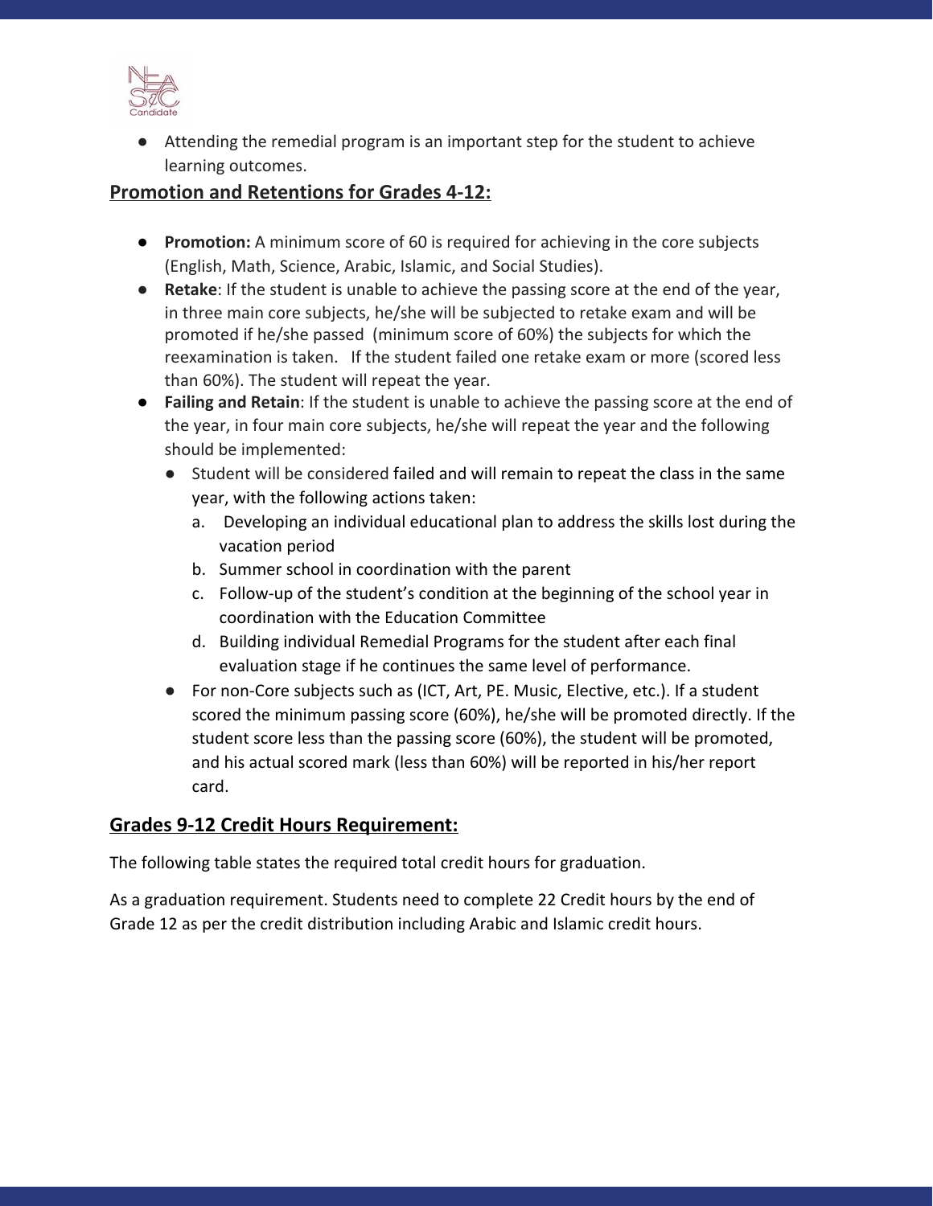- Attending the remedial program is an important step for the student to achieve learning outcomes.

## Promotion and Retentions for Grades 4-12:

- **Promotion:** A minimum score of 60 is required for achieving in the core subjects (English, Math, Science, Arabic, Islamic, and Social Studies).
- **Retake**: If the student is unable to achieve the passing score at the end of the year, in three main core subjects, he/she will be subjected to retake exam and will be promoted if he/she passed (minimum score of 60%) the subjects for which the reexamination is taken. If the student failed one retake exam or more (scored less than 60%). The student will repeat the year.
- **Failing and Retain**: If the student is unable to achieve the passing score at the end of the year, in four main core subjects, he/she will repeat the year and the following should be implemented:
  - Student will be considered failed and will remain to repeat the class in the same year, with the following actions taken:
    a. Developing an individual educational plan to address the skills lost during the vacation period
    b. Summer school in coordination with the parent
    c. Follow-up of the student's condition at the beginning of the school year in coordination with the Education Committee
    d. Building individual Remedial Programs for the student after each final evaluation stage if he continues the same level of performance.
  - For non-Core subjects such as (ICT, Art, PE. Music, Elective, etc.). If a student scored the minimum passing score (60%), he/she will be promoted directly. If the student score less than the passing score (60%), the student will be promoted, and his actual scored mark (less than 60%) will be reported in his/her report card.

## Grades 9-12 Credit Hours Requirement:

The following table states the required total credit hours for graduation.

As a graduation requirement. Students need to complete 22 Credit hours by the end of Grade 12 as per the credit distribution including Arabic and Islamic credit hours.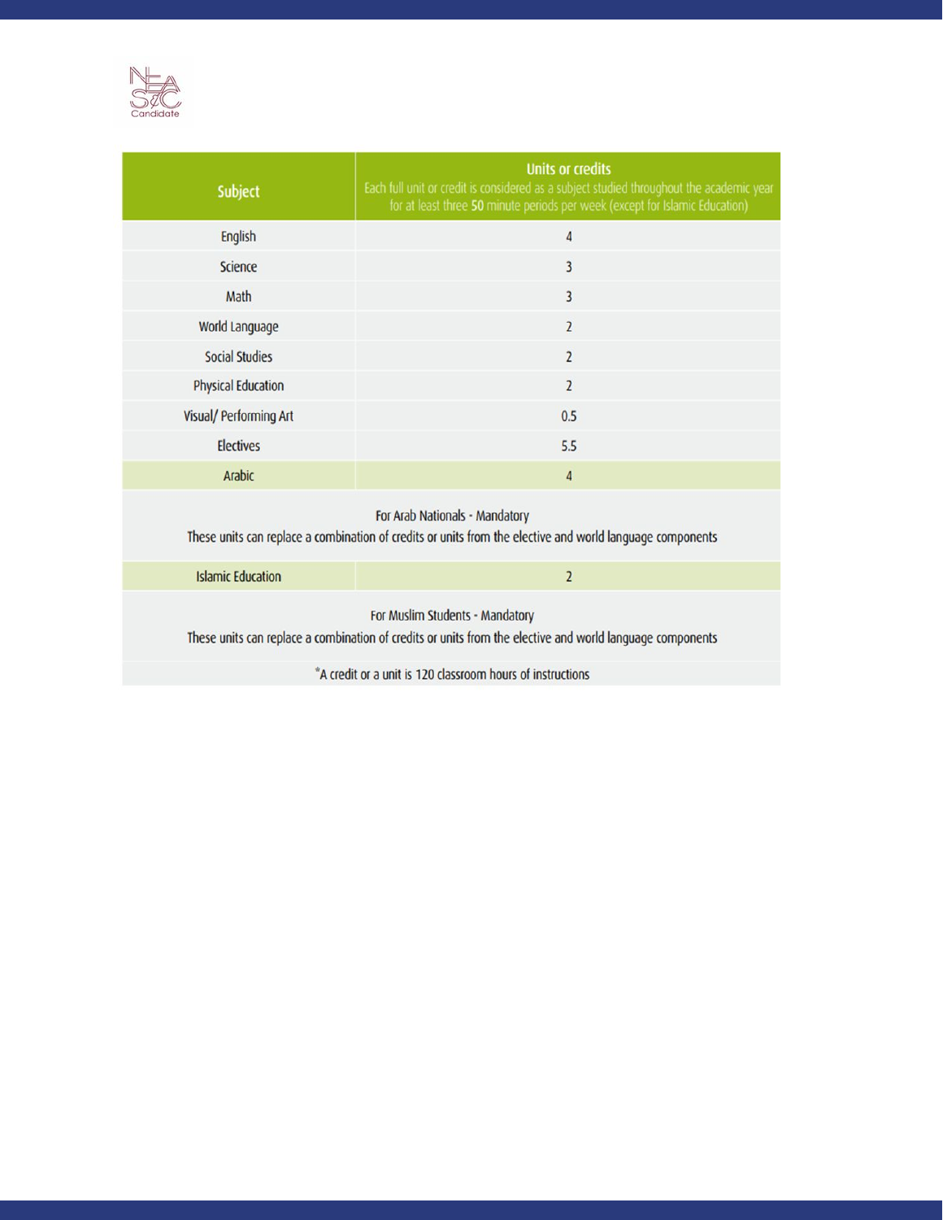| Subject | Units or credits<br>Each full unit or credit is considered as a subject studied throughout the academic year for at least three **50** minute periods per week (except for Islamic Education) |
|---|---|
| English | 4 |
| Science | 3 |
| Math | 3 |
| World Language | 2 |
| Social Studies | 2 |
| Physical Education | 2 |
| Visual/ Performing Art | 0.5 |
| Electives | 5.5 |
| Arabic | 4 |
| For Arab Nationals - Mandatory<br>These units can replace a combination of credits or units from the elective and world language components | |
| Islamic Education | 2 |
| For Muslim Students - Mandatory<br>These units can replace a combination of credits or units from the elective and world language components | |
| *A credit or a unit is 120 classroom hours of instructions | |